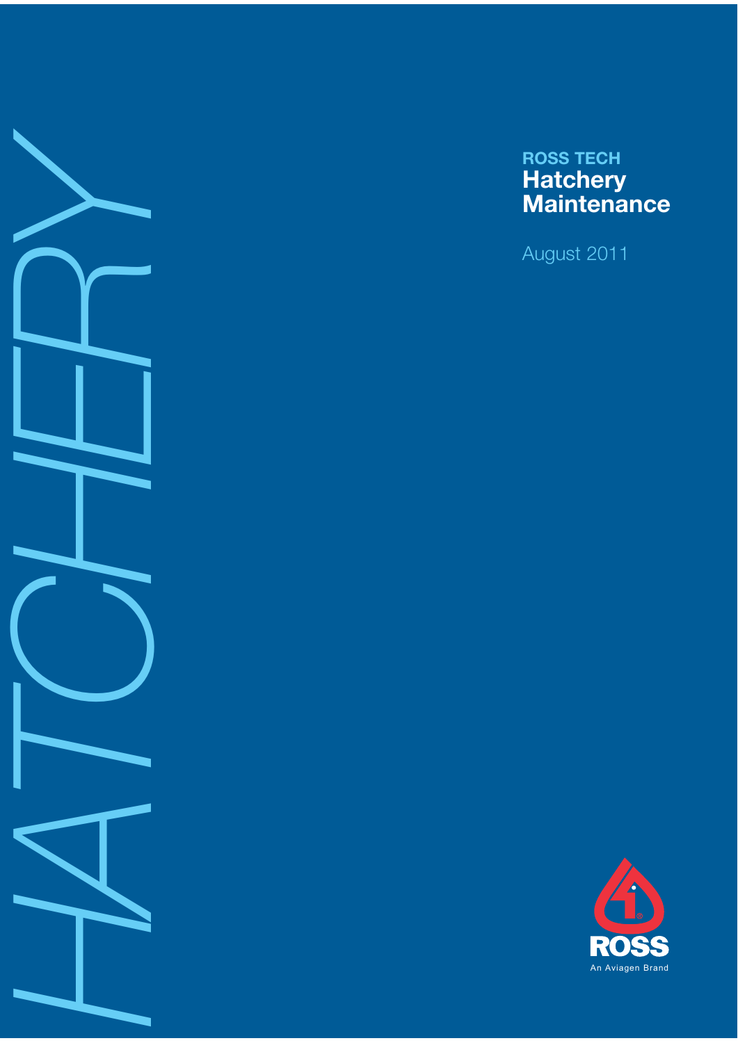HATCHERY

**ROSS TECH**

# Hatchery Maintenance

August 2011

ROSS

An Aviagen Brand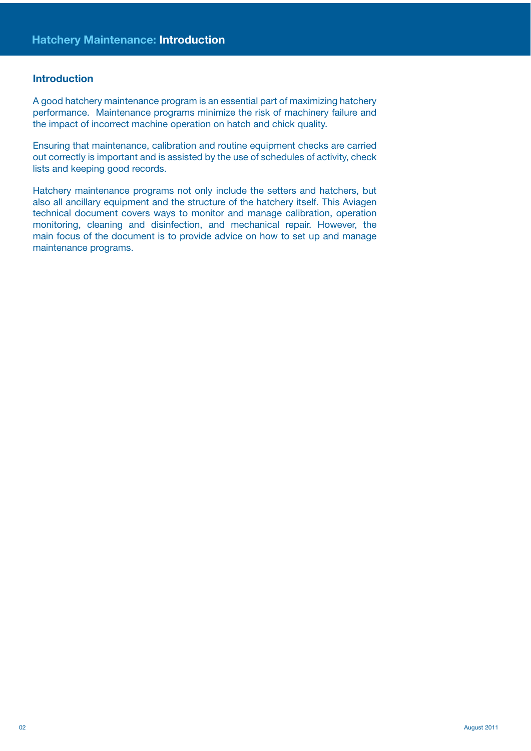## Introduction

A good hatchery maintenance program is an essential part of maximizing hatchery performance. Maintenance programs minimize the risk of machinery failure and the impact of incorrect machine operation on hatch and chick quality.

Ensuring that maintenance, calibration and routine equipment checks are carried out correctly is important and is assisted by the use of schedules of activity, check lists and keeping good records.

Hatchery maintenance programs not only include the setters and hatchers, but also all ancillary equipment and the structure of the hatchery itself. This Aviagen technical document covers ways to monitor and manage calibration, operation monitoring, cleaning and disinfection, and mechanical repair. However, the main focus of the document is to provide advice on how to set up and manage maintenance programs.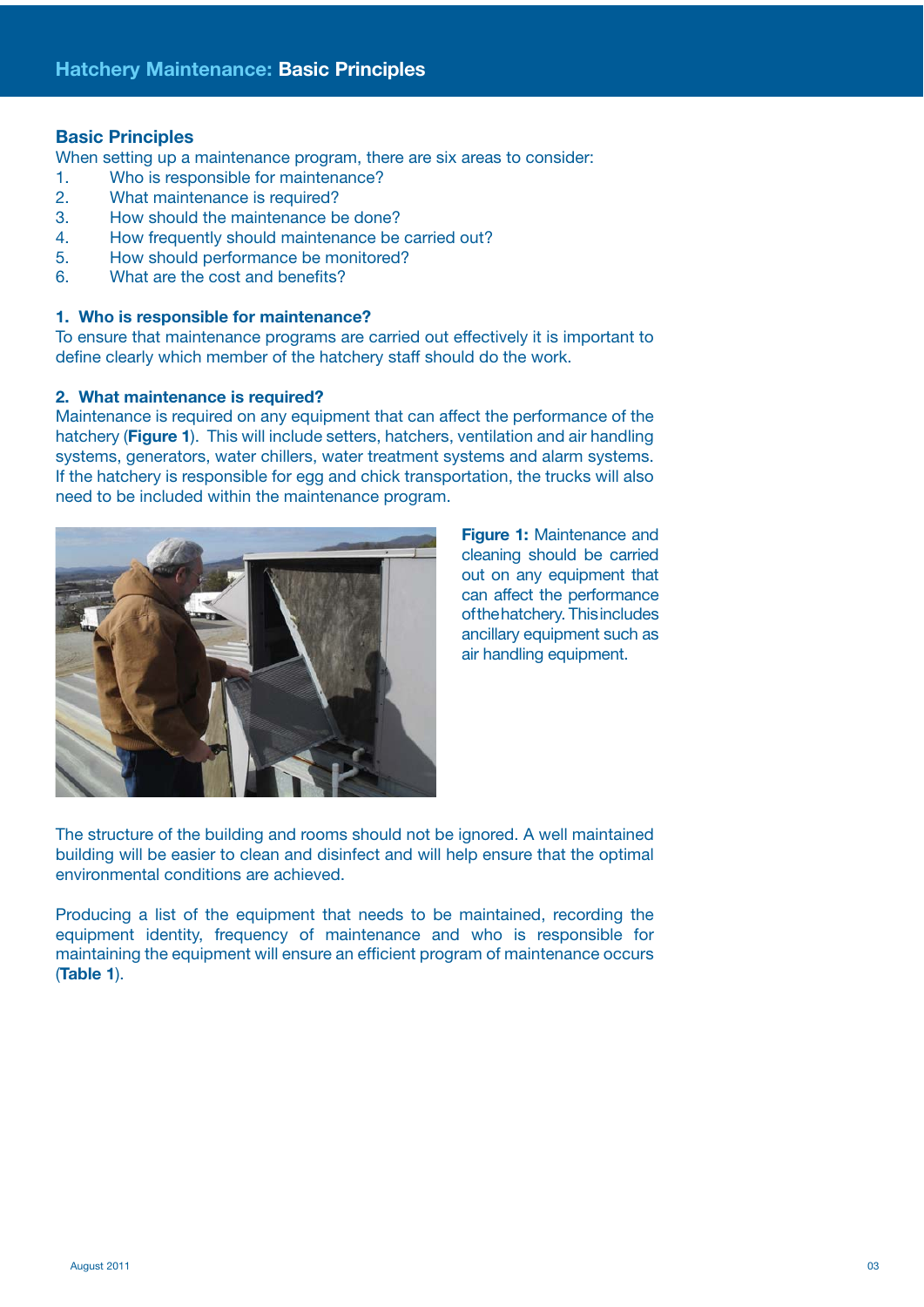## Basic Principles

When setting up a maintenance program, there are six areas to consider:

1. Who is responsible for maintenance?
2. What maintenance is required?
3. How should the maintenance be done?
4. How frequently should maintenance be carried out?
5. How should performance be monitored?
6. What are the cost and benefits?

### 1. Who is responsible for maintenance?

To ensure that maintenance programs are carried out effectively it is important to define clearly which member of the hatchery staff should do the work.

### 2. What maintenance is required?

Maintenance is required on any equipment that can affect the performance of the hatchery (**Figure 1**). This will include setters, hatchers, ventilation and air handling systems, generators, water chillers, water treatment systems and alarm systems. If the hatchery is responsible for egg and chick transportation, the trucks will also need to be included within the maintenance program.

**Figure 1:** Maintenance and cleaning should be carried out on any equipment that can affect the performance of the hatchery. This includes ancillary equipment such as air handling equipment.

The structure of the building and rooms should not be ignored. A well maintained building will be easier to clean and disinfect and will help ensure that the optimal environmental conditions are achieved.

Producing a list of the equipment that needs to be maintained, recording the equipment identity, frequency of maintenance and who is responsible for maintaining the equipment will ensure an efficient program of maintenance occurs (**Table 1**).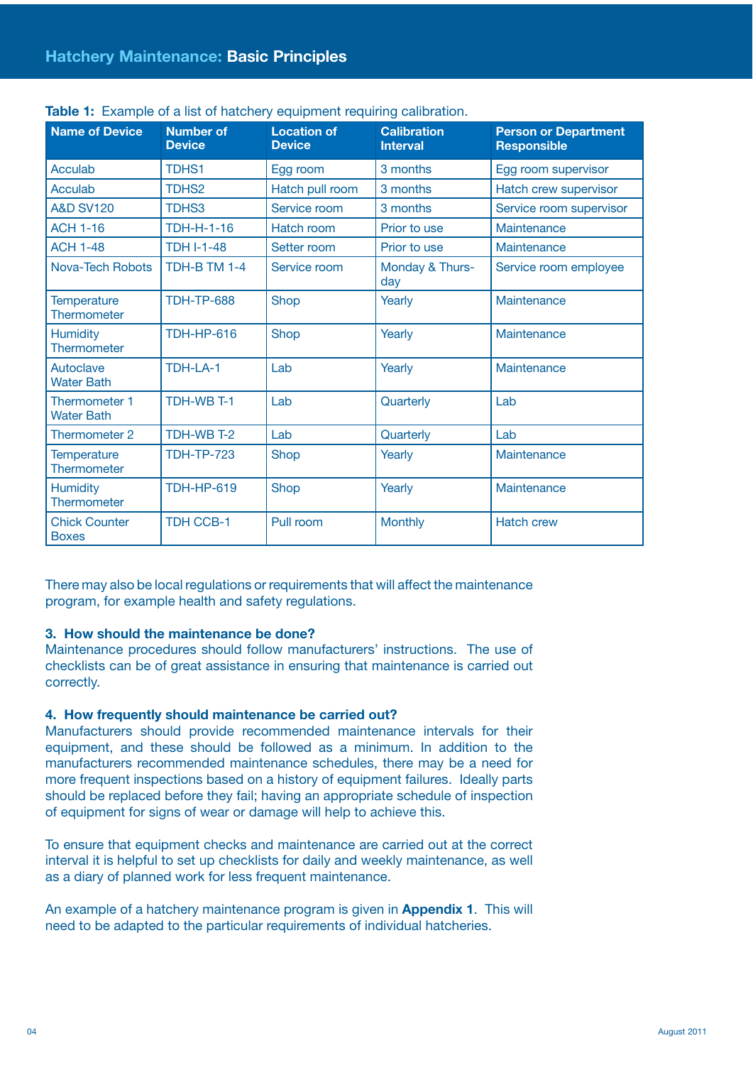**Table 1:** Example of a list of hatchery equipment requiring calibration.

| Name of Device | Number of Device | Location of Device | Calibration Interval | Person or Department Responsible |
|---|---|---|---|---|
| Acculab | TDHS1 | Egg room | 3 months | Egg room supervisor |
| Acculab | TDHS2 | Hatch pull room | 3 months | Hatch crew supervisor |
| A&D SV120 | TDHS3 | Service room | 3 months | Service room supervisor |
| ACH 1-16 | TDH-H-1-16 | Hatch room | Prior to use | Maintenance |
| ACH 1-48 | TDH I-1-48 | Setter room | Prior to use | Maintenance |
| Nova-Tech Robots | TDH-B TM 1-4 | Service room | Monday & Thursday | Service room employee |
| Temperature Thermometer | TDH-TP-688 | Shop | Yearly | Maintenance |
| Humidity Thermometer | TDH-HP-616 | Shop | Yearly | Maintenance |
| Autoclave Water Bath | TDH-LA-1 | Lab | Yearly | Maintenance |
| Thermometer 1 Water Bath | TDH-WB T-1 | Lab | Quarterly | Lab |
| Thermometer 2 | TDH-WB T-2 | Lab | Quarterly | Lab |
| Temperature Thermometer | TDH-TP-723 | Shop | Yearly | Maintenance |
| Humidity Thermometer | TDH-HP-619 | Shop | Yearly | Maintenance |
| Chick Counter Boxes | TDH CCB-1 | Pull room | Monthly | Hatch crew |

There may also be local regulations or requirements that will affect the maintenance program, for example health and safety regulations.

### 3. How should the maintenance be done?

Maintenance procedures should follow manufacturers' instructions. The use of checklists can be of great assistance in ensuring that maintenance is carried out correctly.

### 4. How frequently should maintenance be carried out?

Manufacturers should provide recommended maintenance intervals for their equipment, and these should be followed as a minimum. In addition to the manufacturers recommended maintenance schedules, there may be a need for more frequent inspections based on a history of equipment failures. Ideally parts should be replaced before they fail; having an appropriate schedule of inspection of equipment for signs of wear or damage will help to achieve this.

To ensure that equipment checks and maintenance are carried out at the correct interval it is helpful to set up checklists for daily and weekly maintenance, as well as a diary of planned work for less frequent maintenance.

An example of a hatchery maintenance program is given in **Appendix 1**. This will need to be adapted to the particular requirements of individual hatcheries.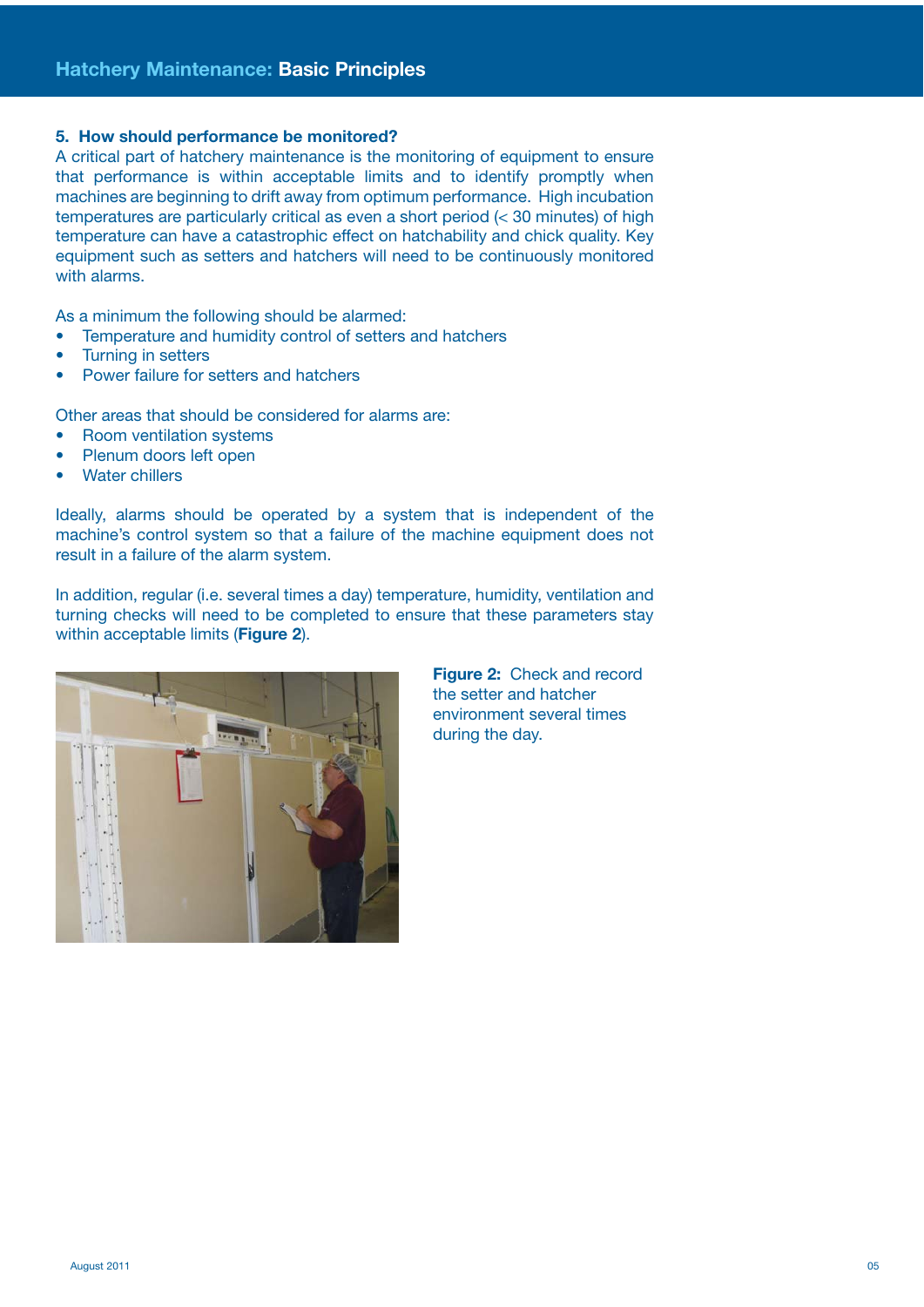### 5. How should performance be monitored?

A critical part of hatchery maintenance is the monitoring of equipment to ensure that performance is within acceptable limits and to identify promptly when machines are beginning to drift away from optimum performance. High incubation temperatures are particularly critical as even a short period (< 30 minutes) of high temperature can have a catastrophic effect on hatchability and chick quality. Key equipment such as setters and hatchers will need to be continuously monitored with alarms.

As a minimum the following should be alarmed:

- Temperature and humidity control of setters and hatchers
- Turning in setters
- Power failure for setters and hatchers

Other areas that should be considered for alarms are:

- Room ventilation systems
- Plenum doors left open
- Water chillers

Ideally, alarms should be operated by a system that is independent of the machine's control system so that a failure of the machine equipment does not result in a failure of the alarm system.

In addition, regular (i.e. several times a day) temperature, humidity, ventilation and turning checks will need to be completed to ensure that these parameters stay within acceptable limits (**Figure 2**).

**Figure 2:** Check and record the setter and hatcher environment several times during the day.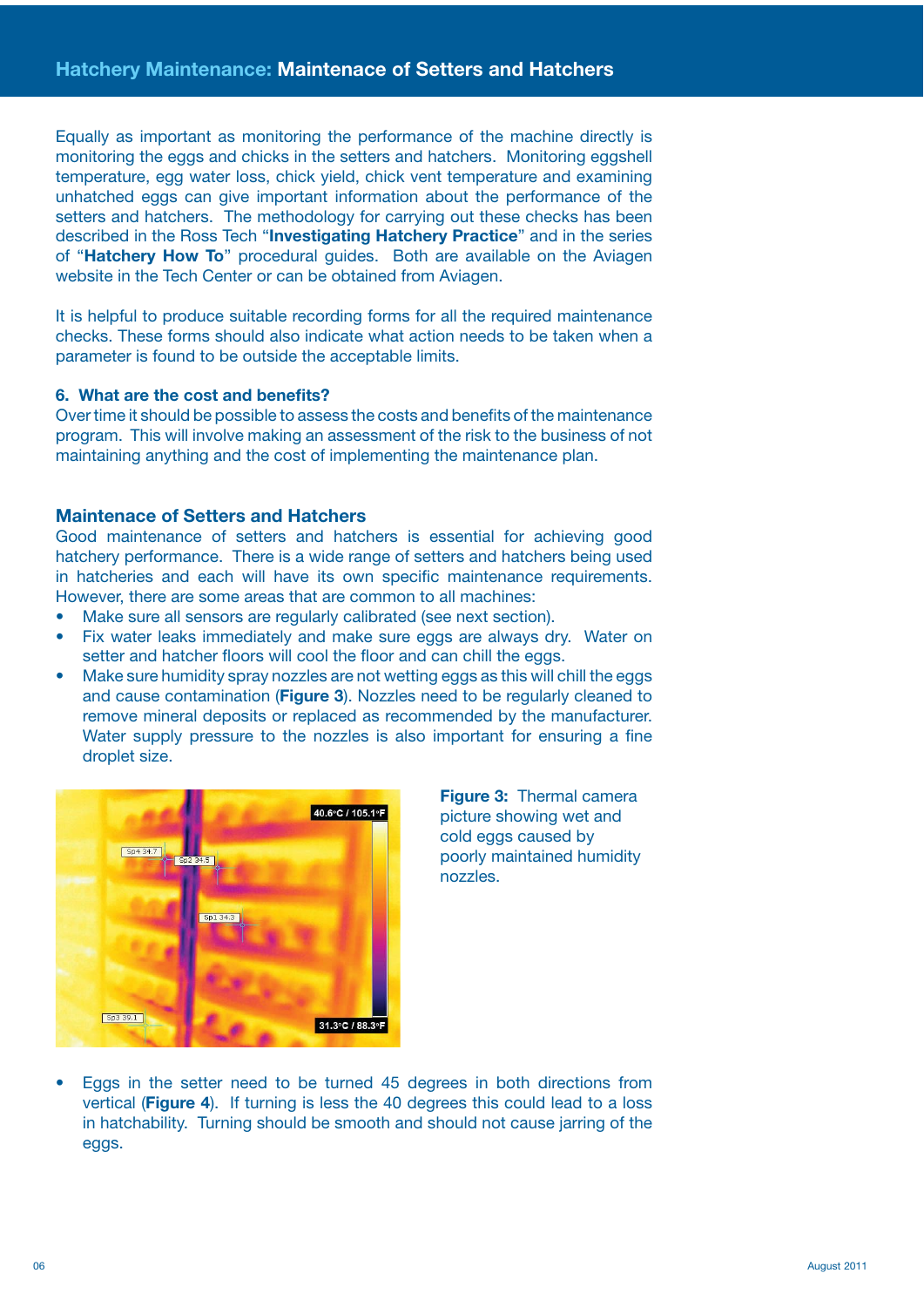Equally as important as monitoring the performance of the machine directly is monitoring the eggs and chicks in the setters and hatchers. Monitoring eggshell temperature, egg water loss, chick yield, chick vent temperature and examining unhatched eggs can give important information about the performance of the setters and hatchers. The methodology for carrying out these checks has been described in the Ross Tech "**Investigating Hatchery Practice**" and in the series of "**Hatchery How To**" procedural guides. Both are available on the Aviagen website in the Tech Center or can be obtained from Aviagen.

It is helpful to produce suitable recording forms for all the required maintenance checks. These forms should also indicate what action needs to be taken when a parameter is found to be outside the acceptable limits.

### 6. What are the cost and benefits?

Over time it should be possible to assess the costs and benefits of the maintenance program. This will involve making an assessment of the risk to the business of not maintaining anything and the cost of implementing the maintenance plan.

## Maintenace of Setters and Hatchers

Good maintenance of setters and hatchers is essential for achieving good hatchery performance. There is a wide range of setters and hatchers being used in hatcheries and each will have its own specific maintenance requirements. However, there are some areas that are common to all machines:

- Make sure all sensors are regularly calibrated (see next section).
- Fix water leaks immediately and make sure eggs are always dry. Water on setter and hatcher floors will cool the floor and can chill the eggs.
- Make sure humidity spray nozzles are not wetting eggs as this will chill the eggs and cause contamination (**Figure 3**). Nozzles need to be regularly cleaned to remove mineral deposits or replaced as recommended by the manufacturer. Water supply pressure to the nozzles is also important for ensuring a fine droplet size.

**Figure 3:** Thermal camera picture showing wet and cold eggs caused by poorly maintained humidity nozzles.

- Eggs in the setter need to be turned 45 degrees in both directions from vertical (**Figure 4**). If turning is less the 40 degrees this could lead to a loss in hatchability. Turning should be smooth and should not cause jarring of the eggs.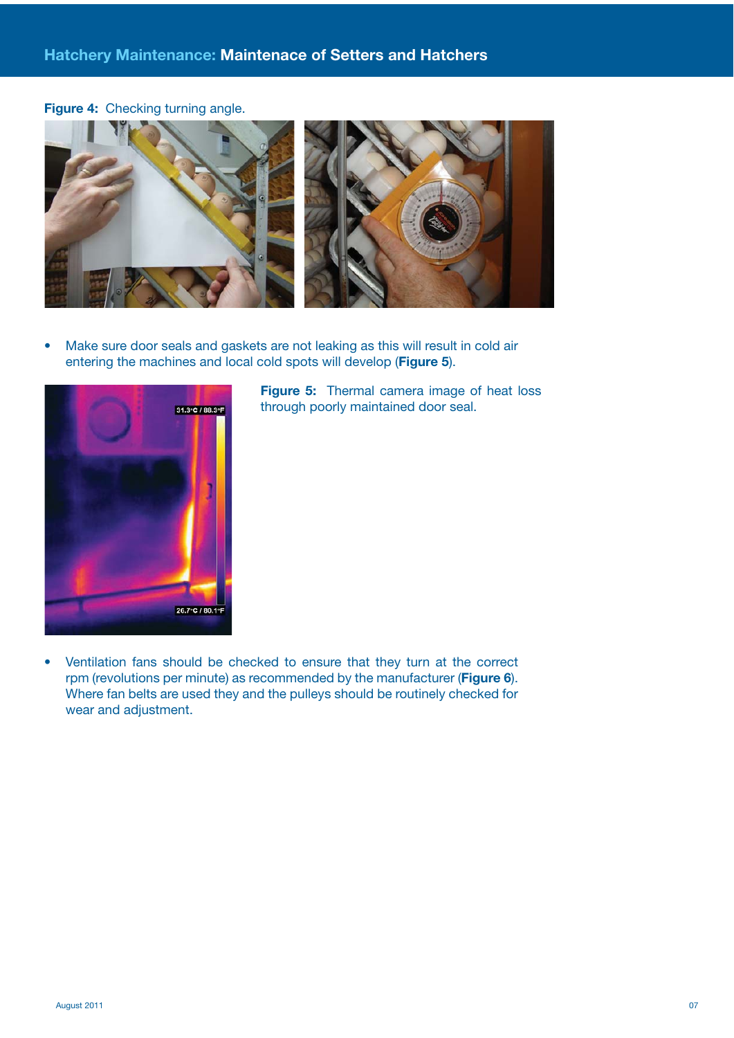**Figure 4:** Checking turning angle.

- Make sure door seals and gaskets are not leaking as this will result in cold air entering the machines and local cold spots will develop (**Figure 5**).

**Figure 5:** Thermal camera image of heat loss through poorly maintained door seal.

- Ventilation fans should be checked to ensure that they turn at the correct rpm (revolutions per minute) as recommended by the manufacturer (**Figure 6**). Where fan belts are used they and the pulleys should be routinely checked for wear and adjustment.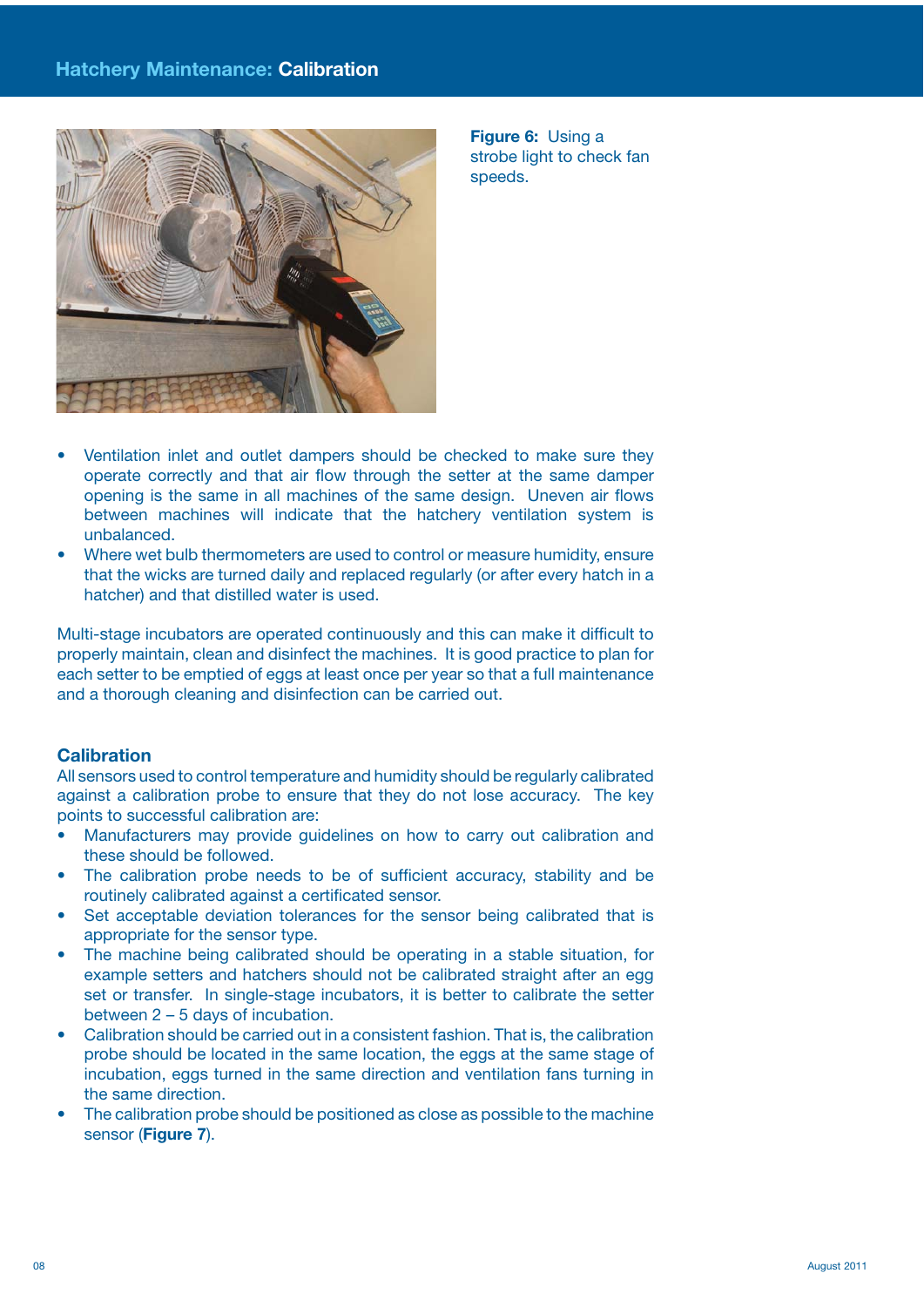**Figure 6:** Using a strobe light to check fan speeds.

- Ventilation inlet and outlet dampers should be checked to make sure they operate correctly and that air flow through the setter at the same damper opening is the same in all machines of the same design. Uneven air flows between machines will indicate that the hatchery ventilation system is unbalanced.
- Where wet bulb thermometers are used to control or measure humidity, ensure that the wicks are turned daily and replaced regularly (or after every hatch in a hatcher) and that distilled water is used.

Multi-stage incubators are operated continuously and this can make it difficult to properly maintain, clean and disinfect the machines. It is good practice to plan for each setter to be emptied of eggs at least once per year so that a full maintenance and a thorough cleaning and disinfection can be carried out.

## Calibration

All sensors used to control temperature and humidity should be regularly calibrated against a calibration probe to ensure that they do not lose accuracy. The key points to successful calibration are:

- Manufacturers may provide guidelines on how to carry out calibration and these should be followed.
- The calibration probe needs to be of sufficient accuracy, stability and be routinely calibrated against a certificated sensor.
- Set acceptable deviation tolerances for the sensor being calibrated that is appropriate for the sensor type.
- The machine being calibrated should be operating in a stable situation, for example setters and hatchers should not be calibrated straight after an egg set or transfer. In single-stage incubators, it is better to calibrate the setter between 2 – 5 days of incubation.
- Calibration should be carried out in a consistent fashion. That is, the calibration probe should be located in the same location, the eggs at the same stage of incubation, eggs turned in the same direction and ventilation fans turning in the same direction.
- The calibration probe should be positioned as close as possible to the machine sensor (**Figure 7**).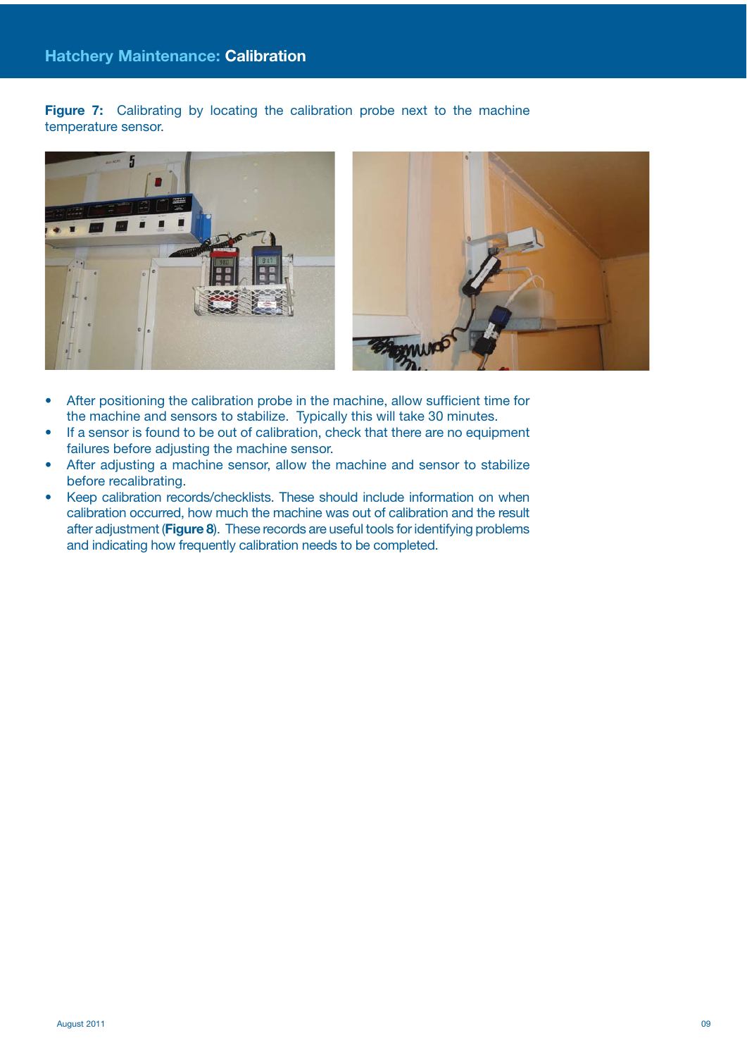**Figure 7:** Calibrating by locating the calibration probe next to the machine temperature sensor.

- After positioning the calibration probe in the machine, allow sufficient time for the machine and sensors to stabilize. Typically this will take 30 minutes.
- If a sensor is found to be out of calibration, check that there are no equipment failures before adjusting the machine sensor.
- After adjusting a machine sensor, allow the machine and sensor to stabilize before recalibrating.
- Keep calibration records/checklists. These should include information on when calibration occurred, how much the machine was out of calibration and the result after adjustment (**Figure 8**). These records are useful tools for identifying problems and indicating how frequently calibration needs to be completed.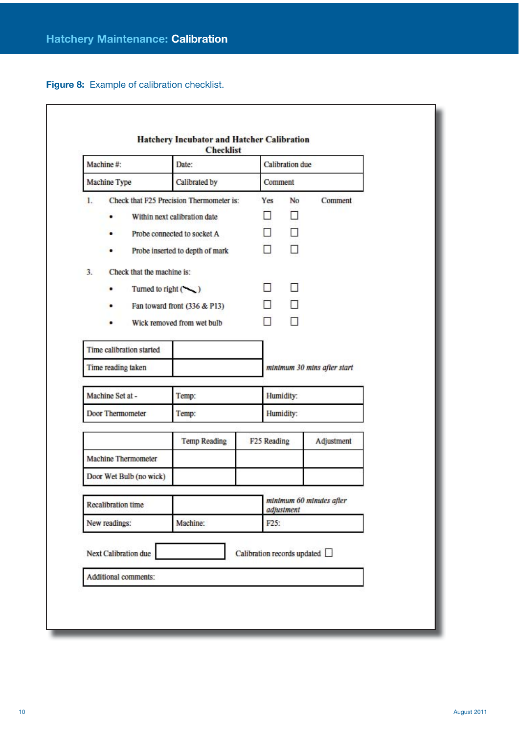**Figure 8:** Example of calibration checklist.

## Hatchery Incubator and Hatcher Calibration Checklist

| Machine #: | Date: | Calibration due |
|---|---|---|
| Machine Type | Calibrated by | Comment |

| | Yes | No | Comment |
|---|---|---|---|
| 1. Check that F25 Precision Thermometer is: | | | |
| • Within next calibration date | ☐ | ☐ | |
| • Probe connected to socket A | ☐ | ☐ | |
| • Probe inserted to depth of mark | ☐ | ☐ | |
| 3. Check that the machine is: | | | |
| • Turned to right (↘) | ☐ | ☐ | |
| • Fan toward front (336 & P13) | ☐ | ☐ | |
| • Wick removed from wet bulb | ☐ | ☐ | |

| | | |
|---|---|---|
| Time calibration started | | |
| Time reading taken | | *minimum 30 mins after start* |

| | | |
|---|---|---|
| Machine Set at - | Temp: | Humidity: |
| Door Thermometer | Temp: | Humidity: |

| | Temp Reading | F25 Reading | Adjustment |
|---|---|---|---|
| Machine Thermometer | | | |
| Door Wet Bulb (no wick) | | | |

| | | |
|---|---|---|
| Recalibration time | | *minimum 60 minutes after adjustment* |
| New readings: | Machine: | F25: |

Next Calibration due ____________ Calibration records updated ☐

| Additional comments: |
|---|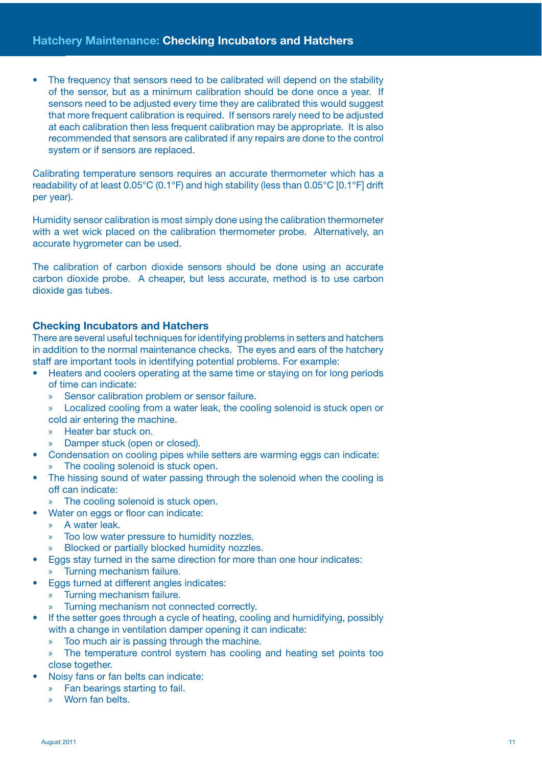- The frequency that sensors need to be calibrated will depend on the stability of the sensor, but as a minimum calibration should be done once a year. If sensors need to be adjusted every time they are calibrated this would suggest that more frequent calibration is required. If sensors rarely need to be adjusted at each calibration then less frequent calibration may be appropriate. It is also recommended that sensors are calibrated if any repairs are done to the control system or if sensors are replaced.

Calibrating temperature sensors requires an accurate thermometer which has a readability of at least 0.05°C (0.1°F) and high stability (less than 0.05°C [0.1°F] drift per year).

Humidity sensor calibration is most simply done using the calibration thermometer with a wet wick placed on the calibration thermometer probe. Alternatively, an accurate hygrometer can be used.

The calibration of carbon dioxide sensors should be done using an accurate carbon dioxide probe. A cheaper, but less accurate, method is to use carbon dioxide gas tubes.

### Checking Incubators and Hatchers

There are several useful techniques for identifying problems in setters and hatchers in addition to the normal maintenance checks. The eyes and ears of the hatchery staff are important tools in identifying potential problems. For example:

- Heaters and coolers operating at the same time or staying on for long periods of time can indicate:
  - Sensor calibration problem or sensor failure.
  - Localized cooling from a water leak, the cooling solenoid is stuck open or cold air entering the machine.
  - Heater bar stuck on.
  - Damper stuck (open or closed).
- Condensation on cooling pipes while setters are warming eggs can indicate:
  - The cooling solenoid is stuck open.
- The hissing sound of water passing through the solenoid when the cooling is off can indicate:
  - The cooling solenoid is stuck open.
- Water on eggs or floor can indicate:
  - A water leak.
  - Too low water pressure to humidity nozzles.
  - Blocked or partially blocked humidity nozzles.
- Eggs stay turned in the same direction for more than one hour indicates:
  - Turning mechanism failure.
- Eggs turned at different angles indicates:
  - Turning mechanism failure.
  - Turning mechanism not connected correctly.
- If the setter goes through a cycle of heating, cooling and humidifying, possibly with a change in ventilation damper opening it can indicate:
  - Too much air is passing through the machine.
  - The temperature control system has cooling and heating set points too close together.
- Noisy fans or fan belts can indicate:
  - Fan bearings starting to fail.
  - Worn fan belts.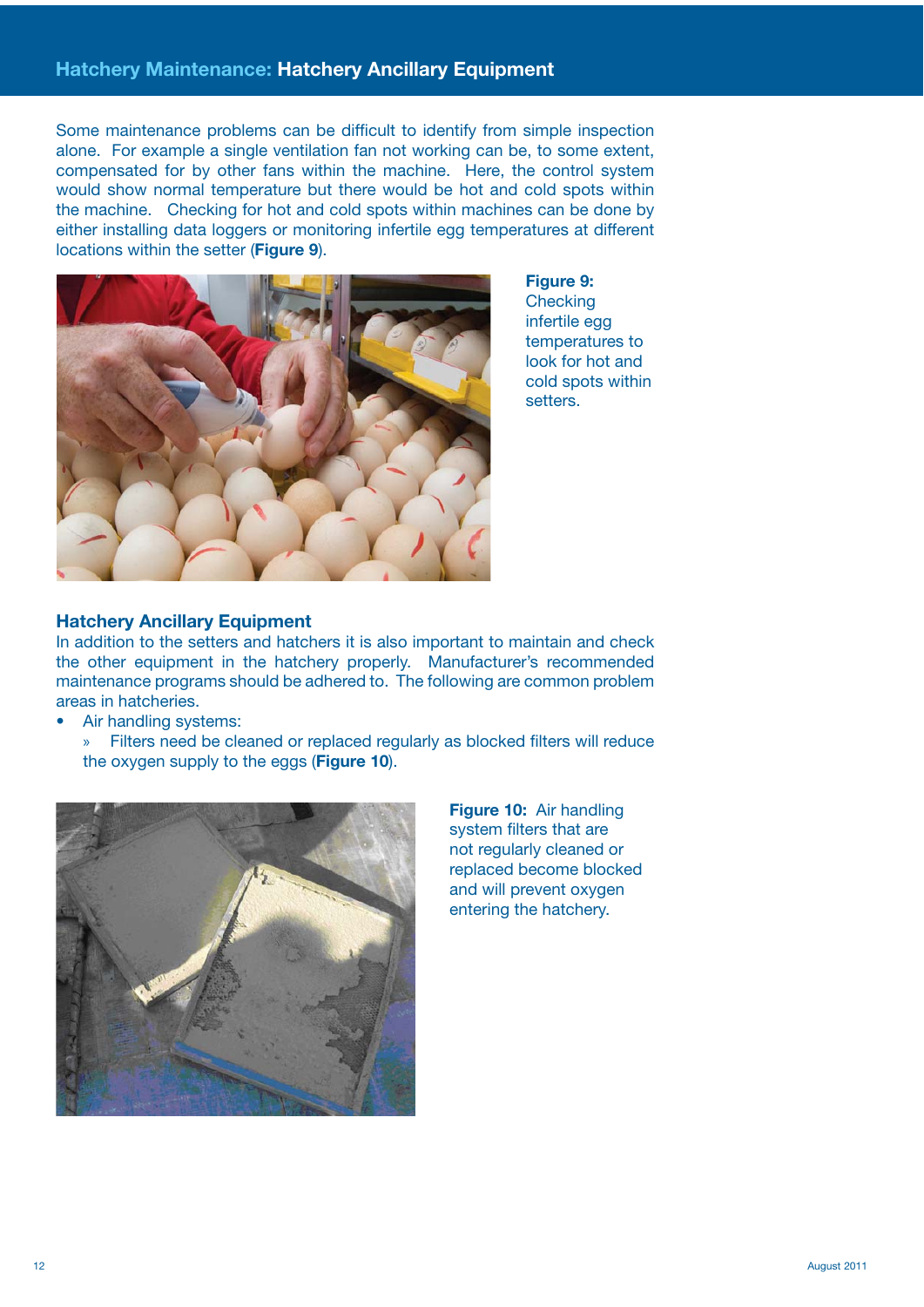Some maintenance problems can be difficult to identify from simple inspection alone. For example a single ventilation fan not working can be, to some extent, compensated for by other fans within the machine. Here, the control system would show normal temperature but there would be hot and cold spots within the machine. Checking for hot and cold spots within machines can be done by either installing data loggers or monitoring infertile egg temperatures at different locations within the setter (**Figure 9**).

**Figure 9:** Checking infertile egg temperatures to look for hot and cold spots within setters.

## Hatchery Ancillary Equipment

In addition to the setters and hatchers it is also important to maintain and check the other equipment in the hatchery properly. Manufacturer's recommended maintenance programs should be adhered to. The following are common problem areas in hatcheries.

- Air handling systems:
  - » Filters need be cleaned or replaced regularly as blocked filters will reduce the oxygen supply to the eggs (**Figure 10**).

**Figure 10:** Air handling system filters that are not regularly cleaned or replaced become blocked and will prevent oxygen entering the hatchery.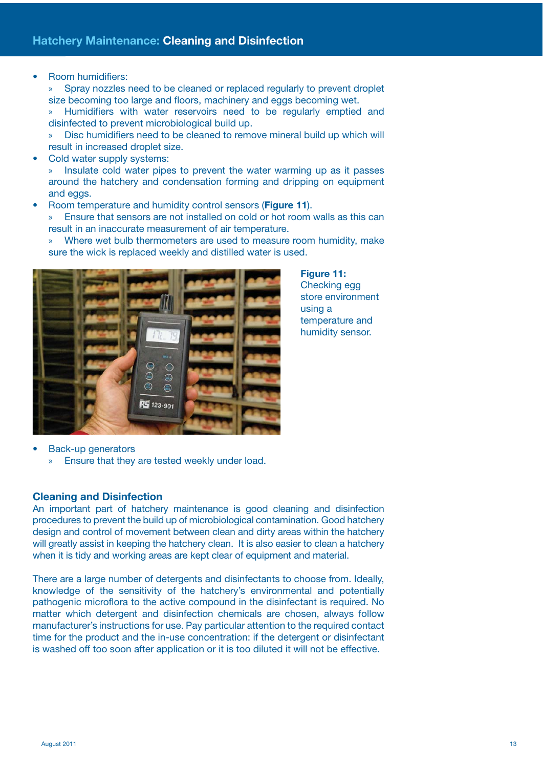- Room humidifiers:
  - Spray nozzles need to be cleaned or replaced regularly to prevent droplet size becoming too large and floors, machinery and eggs becoming wet.
  - Humidifiers with water reservoirs need to be regularly emptied and disinfected to prevent microbiological build up.
  - Disc humidifiers need to be cleaned to remove mineral build up which will result in increased droplet size.
- Cold water supply systems:
  - Insulate cold water pipes to prevent the water warming up as it passes around the hatchery and condensation forming and dripping on equipment and eggs.
- Room temperature and humidity control sensors (**Figure 11**).
  - Ensure that sensors are not installed on cold or hot room walls as this can result in an inaccurate measurement of air temperature.
  - Where wet bulb thermometers are used to measure room humidity, make sure the wick is replaced weekly and distilled water is used.

**Figure 11:** Checking egg store environment using a temperature and humidity sensor.

- Back-up generators
  - Ensure that they are tested weekly under load.

## Cleaning and Disinfection

An important part of hatchery maintenance is good cleaning and disinfection procedures to prevent the build up of microbiological contamination. Good hatchery design and control of movement between clean and dirty areas within the hatchery will greatly assist in keeping the hatchery clean. It is also easier to clean a hatchery when it is tidy and working areas are kept clear of equipment and material.

There are a large number of detergents and disinfectants to choose from. Ideally, knowledge of the sensitivity of the hatchery's environmental and potentially pathogenic microflora to the active compound in the disinfectant is required. No matter which detergent and disinfection chemicals are chosen, always follow manufacturer's instructions for use. Pay particular attention to the required contact time for the product and the in-use concentration: if the detergent or disinfectant is washed off too soon after application or it is too diluted it will not be effective.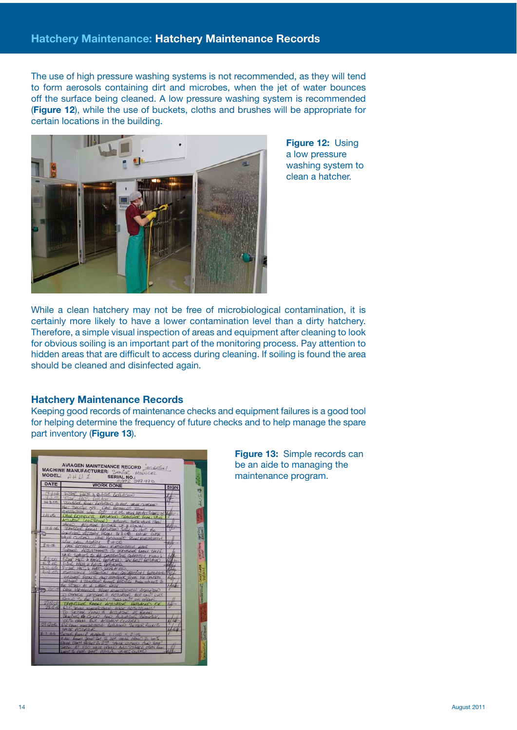The use of high pressure washing systems is not recommended, as they will tend to form aerosols containing dirt and microbes, when the jet of water bounces off the surface being cleaned. A low pressure washing system is recommended (**Figure 12**), while the use of buckets, cloths and brushes will be appropriate for certain locations in the building.

**Figure 12:** Using a low pressure washing system to clean a hatcher.

While a clean hatchery may not be free of microbiological contamination, it is certainly more likely to have a lower contamination level than a dirty hatchery. Therefore, a simple visual inspection of areas and equipment after cleaning to look for obvious soiling is an important part of the monitoring process. Pay attention to hidden areas that are difficult to access during cleaning. If soiling is found the area should be cleaned and disinfected again.

## Hatchery Maintenance Records

Keeping good records of maintenance checks and equipment failures is a good tool for helping determine the frequency of future checks and to help manage the spare part inventory (**Figure 13**).

**Figure 13:** Simple records can be an aide to managing the maintenance program.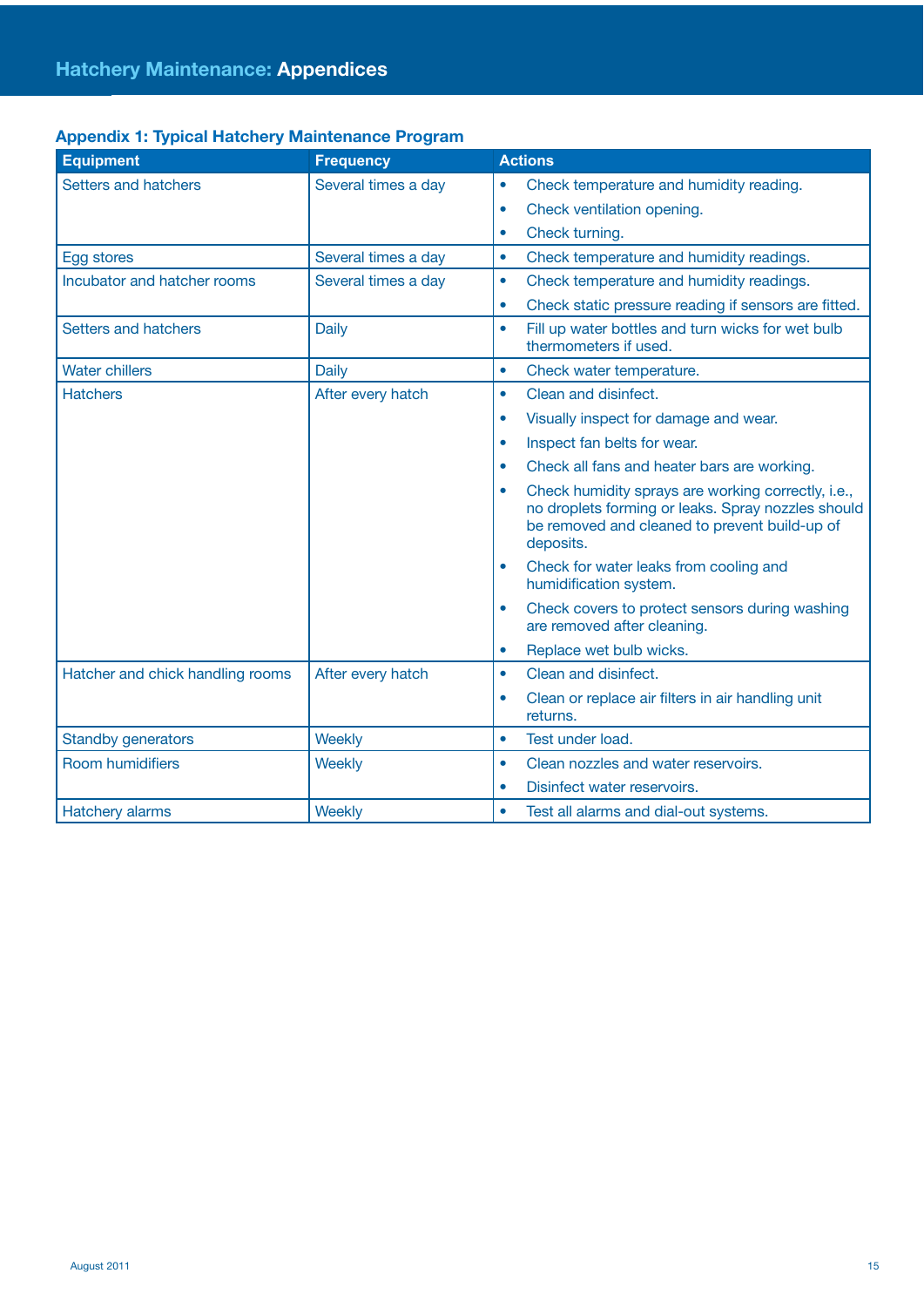## Appendix 1: Typical Hatchery Maintenance Program

| Equipment | Frequency | Actions |
|---|---|---|
| Setters and hatchers | Several times a day | • Check temperature and humidity reading.<br>• Check ventilation opening.<br>• Check turning. |
| Egg stores | Several times a day | • Check temperature and humidity readings. |
| Incubator and hatcher rooms | Several times a day | • Check temperature and humidity readings.<br>• Check static pressure reading if sensors are fitted. |
| Setters and hatchers | Daily | • Fill up water bottles and turn wicks for wet bulb thermometers if used. |
| Water chillers | Daily | • Check water temperature. |
| Hatchers | After every hatch | • Clean and disinfect.<br>• Visually inspect for damage and wear.<br>• Inspect fan belts for wear.<br>• Check all fans and heater bars are working.<br>• Check humidity sprays are working correctly, i.e., no droplets forming or leaks. Spray nozzles should be removed and cleaned to prevent build-up of deposits.<br>• Check for water leaks from cooling and humidification system.<br>• Check covers to protect sensors during washing are removed after cleaning.<br>• Replace wet bulb wicks. |
| Hatcher and chick handling rooms | After every hatch | • Clean and disinfect.<br>• Clean or replace air filters in air handling unit returns. |
| Standby generators | Weekly | • Test under load. |
| Room humidifiers | Weekly | • Clean nozzles and water reservoirs.<br>• Disinfect water reservoirs. |
| Hatchery alarms | Weekly | • Test all alarms and dial-out systems. |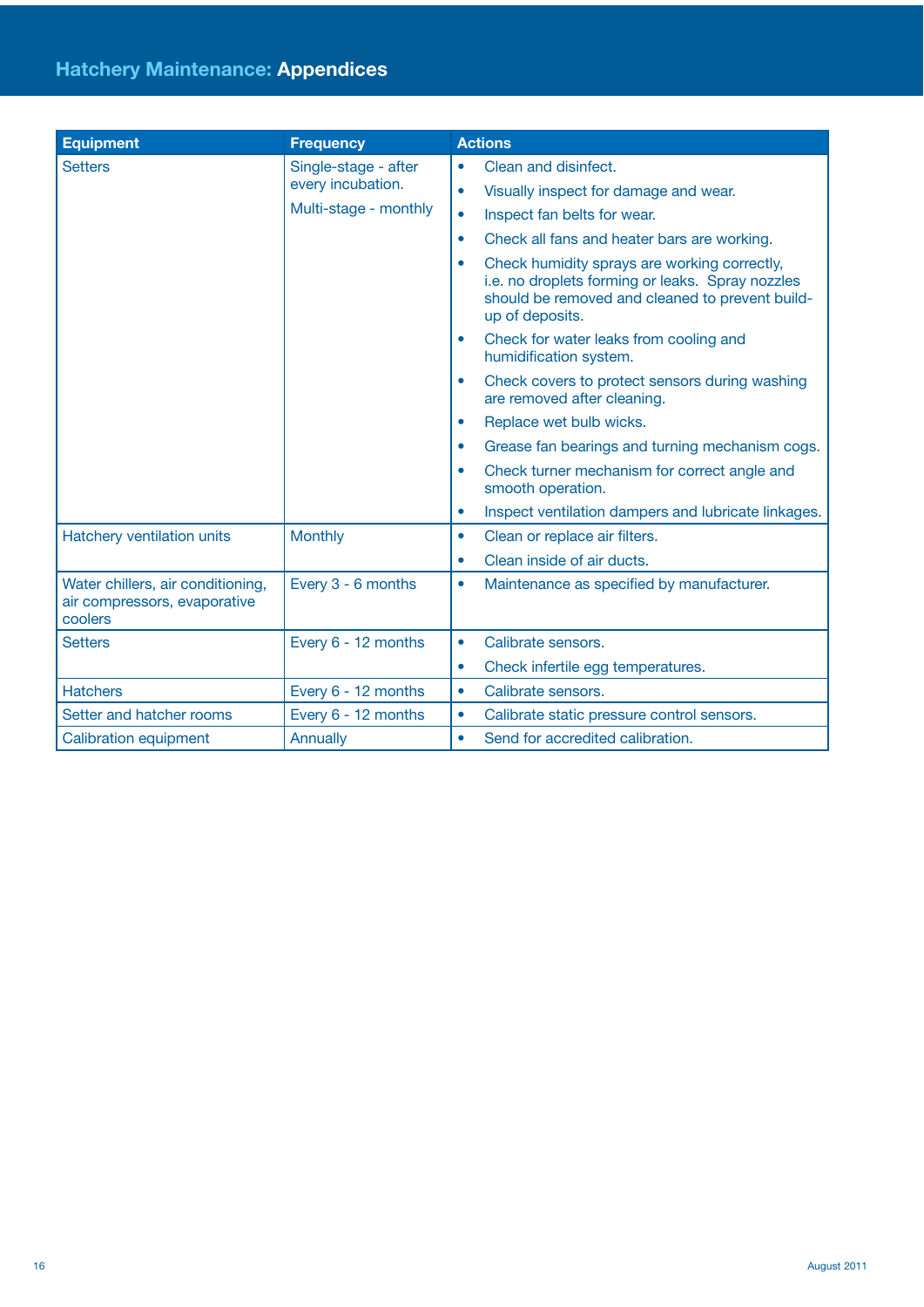| Equipment | Frequency | Actions |
|---|---|---|
| Setters | Single-stage - after every incubation.<br>Multi-stage - monthly | • Clean and disinfect.<br>• Visually inspect for damage and wear.<br>• Inspect fan belts for wear.<br>• Check all fans and heater bars are working.<br>• Check humidity sprays are working correctly, i.e. no droplets forming or leaks. Spray nozzles should be removed and cleaned to prevent build-up of deposits.<br>• Check for water leaks from cooling and humidification system.<br>• Check covers to protect sensors during washing are removed after cleaning.<br>• Replace wet bulb wicks.<br>• Grease fan bearings and turning mechanism cogs.<br>• Check turner mechanism for correct angle and smooth operation.<br>• Inspect ventilation dampers and lubricate linkages. |
| Hatchery ventilation units | Monthly | • Clean or replace air filters.<br>• Clean inside of air ducts. |
| Water chillers, air conditioning, air compressors, evaporative coolers | Every 3 - 6 months | • Maintenance as specified by manufacturer. |
| Setters | Every 6 - 12 months | • Calibrate sensors.<br>• Check infertile egg temperatures. |
| Hatchers | Every 6 - 12 months | • Calibrate sensors. |
| Setter and hatcher rooms | Every 6 - 12 months | • Calibrate static pressure control sensors. |
| Calibration equipment | Annually | • Send for accredited calibration. |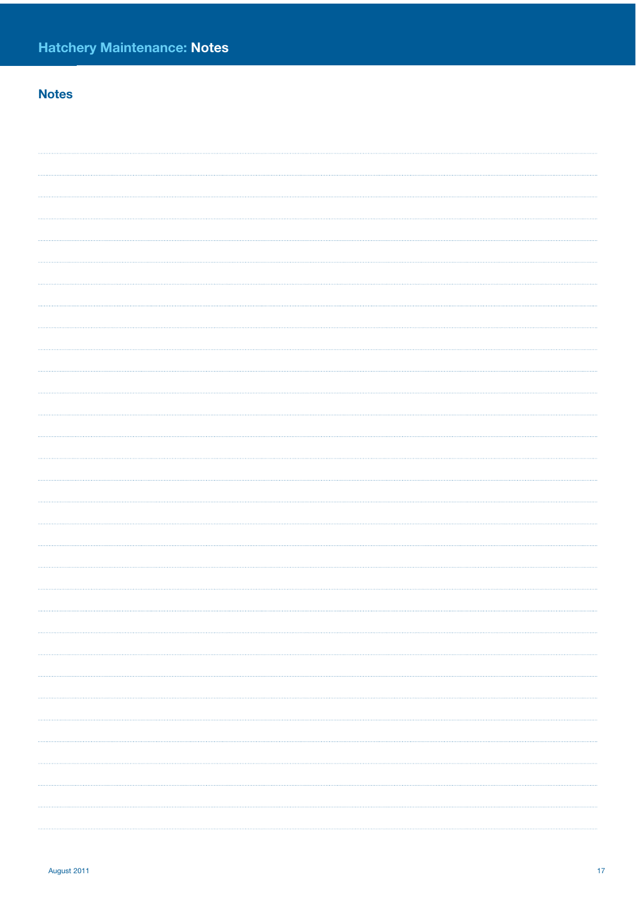## Notes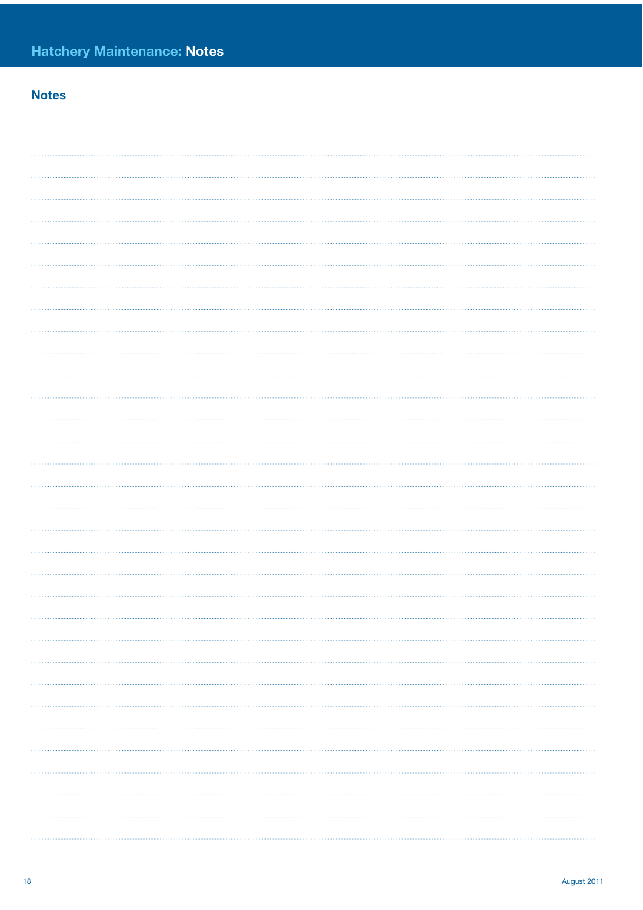## Notes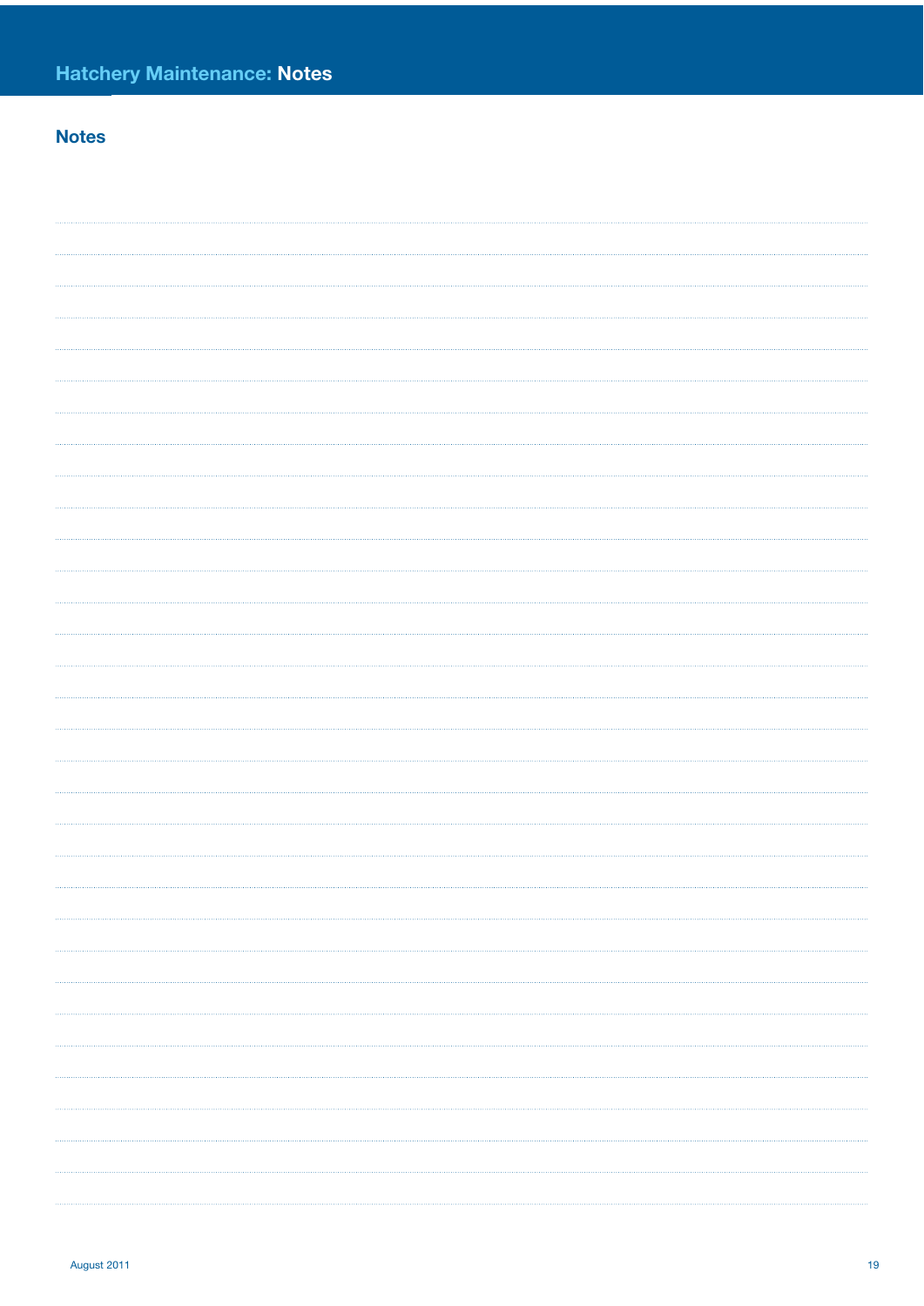## Notes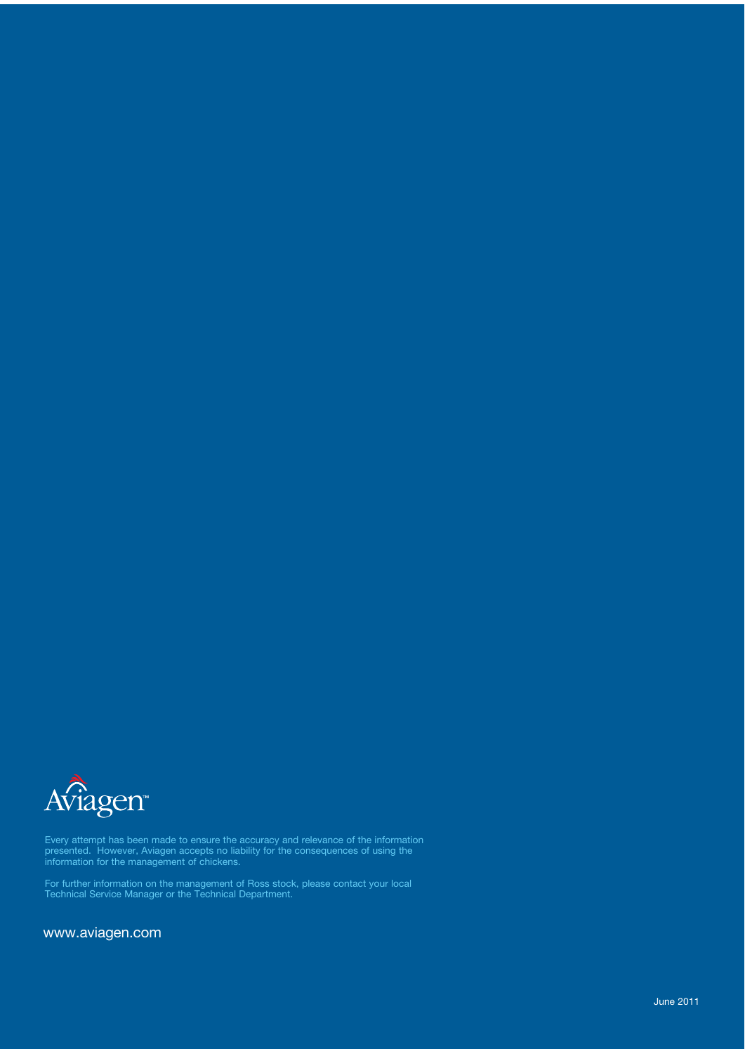Aviagen™

Every attempt has been made to ensure the accuracy and relevance of the information presented. However, Aviagen accepts no liability for the consequences of using the information for the management of chickens.

For further information on the management of Ross stock, please contact your local Technical Service Manager or the Technical Department.

www.aviagen.com

June 2011